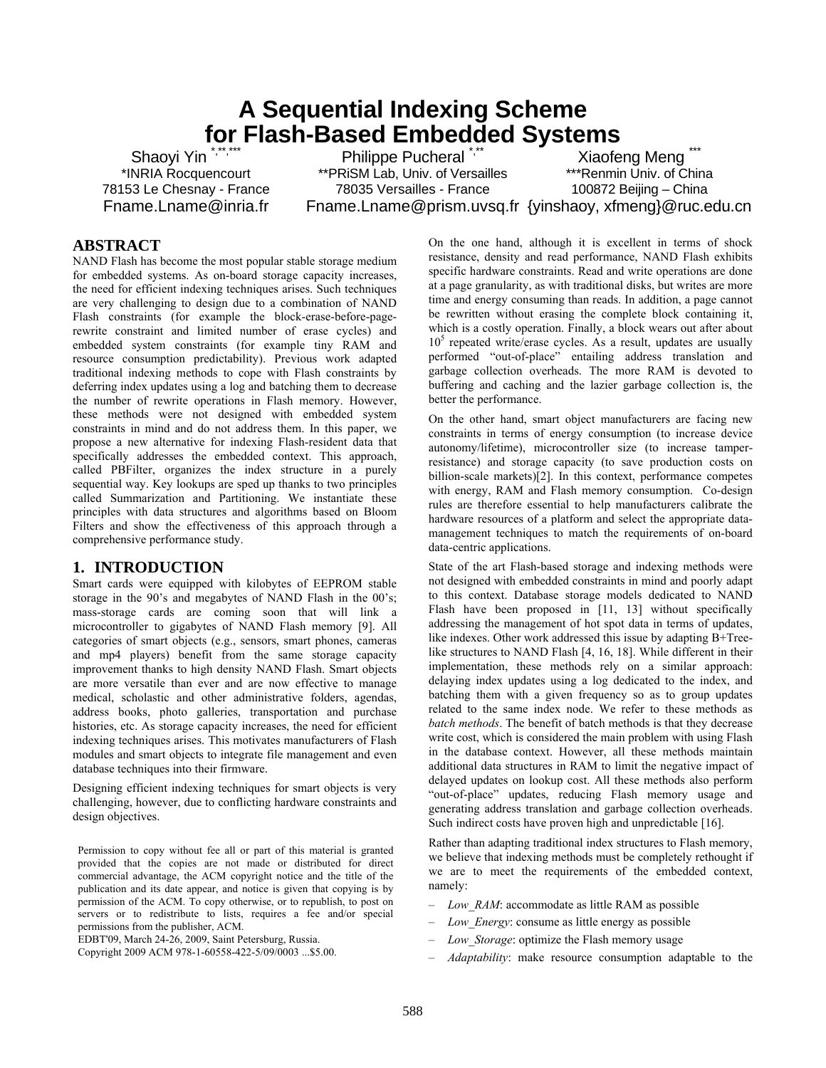# A Sequential Indexing Scheme for Flash-Based Embedded Systems

Shaoyi Yin [*,**,***]
*INRIA Rocquencourt
78153 Le Chesnay - France
Fname.Lname@inria.fr

Philippe Pucheral [*,**]
**PRiSM Lab, Univ. of Versailles
78035 Versailles - France
Fname.Lname@prism.uvsq.fr

Xiaofeng Meng [***]
***Renmin Univ. of China
100872 Beijing – China
{yinshaoy, xfmeng}@ruc.edu.cn

## ABSTRACT

NAND Flash has become the most popular stable storage medium for embedded systems. As on-board storage capacity increases, the need for efficient indexing techniques arises. Such techniques are very challenging to design due to a combination of NAND Flash constraints (for example the block-erase-before-page-rewrite constraint and limited number of erase cycles) and embedded system constraints (for example tiny RAM and resource consumption predictability). Previous work adapted traditional indexing methods to cope with Flash constraints by deferring index updates using a log and batching them to decrease the number of rewrite operations in Flash memory. However, these methods were not designed with embedded system constraints in mind and do not address them. In this paper, we propose a new alternative for indexing Flash-resident data that specifically addresses the embedded context. This approach, called PBFilter, organizes the index structure in a purely sequential way. Key lookups are sped up thanks to two principles called Summarization and Partitioning. We instantiate these principles with data structures and algorithms based on Bloom Filters and show the effectiveness of this approach through a comprehensive performance study.

## 1. INTRODUCTION

Smart cards were equipped with kilobytes of EEPROM stable storage in the 90's and megabytes of NAND Flash in the 00's; mass-storage cards are coming soon that will link a microcontroller to gigabytes of NAND Flash memory [9]. All categories of smart objects (e.g., sensors, smart phones, cameras and mp4 players) benefit from the same storage capacity improvement thanks to high density NAND Flash. Smart objects are more versatile than ever and are now effective to manage medical, scholastic and other administrative folders, agendas, address books, photo galleries, transportation and purchase histories, etc. As storage capacity increases, the need for efficient indexing techniques arises. This motivates manufacturers of Flash modules and smart objects to integrate file management and even database techniques into their firmware.

Designing efficient indexing techniques for smart objects is very challenging, however, due to conflicting hardware constraints and design objectives.

Permission to copy without fee all or part of this material is granted provided that the copies are not made or distributed for direct commercial advantage, the ACM copyright notice and the title of the publication and its date appear, and notice is given that copying is by permission of the ACM. To copy otherwise, or to republish, to post on servers or to redistribute to lists, requires a fee and/or special permissions from the publisher, ACM.
EDBT'09, March 24-26, 2009, Saint Petersburg, Russia.
Copyright 2009 ACM 978-1-60558-422-5/09/0003 ...$5.00.

On the one hand, although it is excellent in terms of shock resistance, density and read performance, NAND Flash exhibits specific hardware constraints. Read and write operations are done at a page granularity, as with traditional disks, but writes are more time and energy consuming than reads. In addition, a page cannot be rewritten without erasing the complete block containing it, which is a costly operation. Finally, a block wears out after about $10^5$ repeated write/erase cycles. As a result, updates are usually performed "out-of-place" entailing address translation and garbage collection overheads. The more RAM is devoted to buffering and caching and the lazier garbage collection is, the better the performance.

On the other hand, smart object manufacturers are facing new constraints in terms of energy consumption (to increase device autonomy/lifetime), microcontroller size (to increase tamper-resistance) and storage capacity (to save production costs on billion-scale markets)[2]. In this context, performance competes with energy, RAM and Flash memory consumption. Co-design rules are therefore essential to help manufacturers calibrate the hardware resources of a platform and select the appropriate data-management techniques to match the requirements of on-board data-centric applications.

State of the art Flash-based storage and indexing methods were not designed with embedded constraints in mind and poorly adapt to this context. Database storage models dedicated to NAND Flash have been proposed in [11, 13] without specifically addressing the management of hot spot data in terms of updates, like indexes. Other work addressed this issue by adapting B+Tree-like structures to NAND Flash [4, 16, 18]. While different in their implementation, these methods rely on a similar approach: delaying index updates using a log dedicated to the index, and batching them with a given frequency so as to group updates related to the same index node. We refer to these methods as *batch methods*. The benefit of batch methods is that they decrease write cost, which is considered the main problem with using Flash in the database context. However, all these methods maintain additional data structures in RAM to limit the negative impact of delayed updates on lookup cost. All these methods also perform "out-of-place" updates, reducing Flash memory usage and generating address translation and garbage collection overheads. Such indirect costs have proven high and unpredictable [16].

Rather than adapting traditional index structures to Flash memory, we believe that indexing methods must be completely rethought if we are to meet the requirements of the embedded context, namely:

- *Low_RAM*: accommodate as little RAM as possible
- *Low_Energy*: consume as little energy as possible
- *Low_Storage*: optimize the Flash memory usage
- *Adaptability*: make resource consumption adaptable to the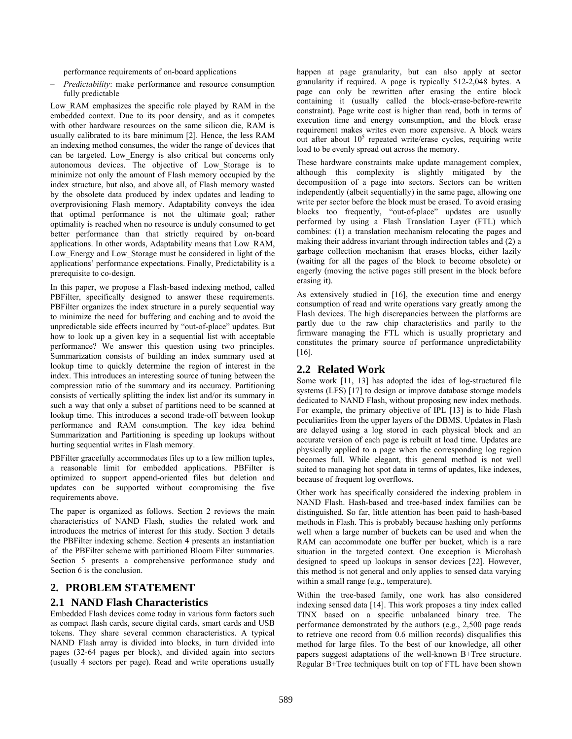performance requirements of on-board applications

– *Predictability*: make performance and resource consumption fully predictable

Low_RAM emphasizes the specific role played by RAM in the embedded context. Due to its poor density, and as it competes with other hardware resources on the same silicon die, RAM is usually calibrated to its bare minimum [2]. Hence, the less RAM an indexing method consumes, the wider the range of devices that can be targeted. Low_Energy is also critical but concerns only autonomous devices. The objective of Low_Storage is to minimize not only the amount of Flash memory occupied by the index structure, but also, and above all, of Flash memory wasted by the obsolete data produced by index updates and leading to overprovisioning Flash memory. Adaptability conveys the idea that optimal performance is not the ultimate goal; rather optimality is reached when no resource is unduly consumed to get better performance than that strictly required by on-board applications. In other words, Adaptability means that Low_RAM, Low_Energy and Low_Storage must be considered in light of the applications' performance expectations. Finally, Predictability is a prerequisite to co-design.

In this paper, we propose a Flash-based indexing method, called PBFilter, specifically designed to answer these requirements. PBFilter organizes the index structure in a purely sequential way to minimize the need for buffering and caching and to avoid the unpredictable side effects incurred by "out-of-place" updates. But how to look up a given key in a sequential list with acceptable performance? We answer this question using two principles. Summarization consists of building an index summary used at lookup time to quickly determine the region of interest in the index. This introduces an interesting source of tuning between the compression ratio of the summary and its accuracy. Partitioning consists of vertically splitting the index list and/or its summary in such a way that only a subset of partitions need to be scanned at lookup time. This introduces a second trade-off between lookup performance and RAM consumption. The key idea behind Summarization and Partitioning is speeding up lookups without hurting sequential writes in Flash memory.

PBFilter gracefully accommodates files up to a few million tuples, a reasonable limit for embedded applications. PBFilter is optimized to support append-oriented files but deletion and updates can be supported without compromising the five requirements above.

The paper is organized as follows. Section 2 reviews the main characteristics of NAND Flash, studies the related work and introduces the metrics of interest for this study. Section 3 details the PBFilter indexing scheme. Section 4 presents an instantiation of the PBFilter scheme with partitioned Bloom Filter summaries. Section 5 presents a comprehensive performance study and Section 6 is the conclusion.

## 2. PROBLEM STATEMENT

### 2.1 NAND Flash Characteristics

Embedded Flash devices come today in various form factors such as compact flash cards, secure digital cards, smart cards and USB tokens. They share several common characteristics. A typical NAND Flash array is divided into blocks, in turn divided into pages (32-64 pages per block), and divided again into sectors (usually 4 sectors per page). Read and write operations usually happen at page granularity, but can also apply at sector granularity if required. A page is typically 512-2,048 bytes. A page can only be rewritten after erasing the entire block containing it (usually called the block-erase-before-rewrite constraint). Page write cost is higher than read, both in terms of execution time and energy consumption, and the block erase requirement makes writes even more expensive. A block wears out after about $10^5$ repeated write/erase cycles, requiring write load to be evenly spread out across the memory.

These hardware constraints make update management complex, although this complexity is slightly mitigated by the decomposition of a page into sectors. Sectors can be written independently (albeit sequentially) in the same page, allowing one write per sector before the block must be erased. To avoid erasing blocks too frequently, "out-of-place" updates are usually performed by using a Flash Translation Layer (FTL) which combines: (1) a translation mechanism relocating the pages and making their address invariant through indirection tables and (2) a garbage collection mechanism that erases blocks, either lazily (waiting for all the pages of the block to become obsolete) or eagerly (moving the active pages still present in the block before erasing it).

As extensively studied in [16], the execution time and energy consumption of read and write operations vary greatly among the Flash devices. The high discrepancies between the platforms are partly due to the raw chip characteristics and partly to the firmware managing the FTL which is usually proprietary and constitutes the primary source of performance unpredictability [16].

### 2.2 Related Work

Some work [11, 13] has adopted the idea of log-structured file systems (LFS) [17] to design or improve database storage models dedicated to NAND Flash, without proposing new index methods. For example, the primary objective of IPL [13] is to hide Flash peculiarities from the upper layers of the DBMS. Updates in Flash are delayed using a log stored in each physical block and an accurate version of each page is rebuilt at load time. Updates are physically applied to a page when the corresponding log region becomes full. While elegant, this general method is not well suited to managing hot spot data in terms of updates, like indexes, because of frequent log overflows.

Other work has specifically considered the indexing problem in NAND Flash. Hash-based and tree-based index families can be distinguished. So far, little attention has been paid to hash-based methods in Flash. This is probably because hashing only performs well when a large number of buckets can be used and when the RAM can accommodate one buffer per bucket, which is a rare situation in the targeted context. One exception is Microhash designed to speed up lookups in sensor devices [22]. However, this method is not general and only applies to sensed data varying within a small range (e.g., temperature).

Within the tree-based family, one work has also considered indexing sensed data [14]. This work proposes a tiny index called TINX based on a specific unbalanced binary tree. The performance demonstrated by the authors (e.g., 2,500 page reads to retrieve one record from 0.6 million records) disqualifies this method for large files. To the best of our knowledge, all other papers suggest adaptations of the well-known B+Tree structure. Regular B+Tree techniques built on top of FTL have been shown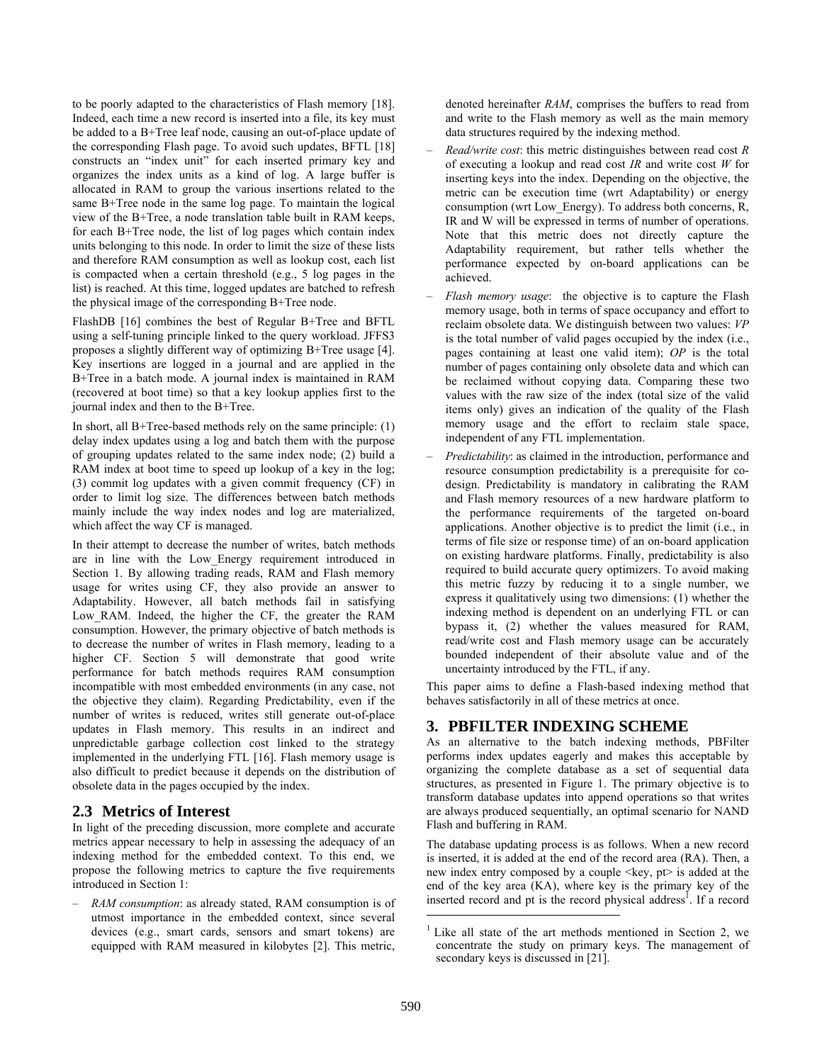to be poorly adapted to the characteristics of Flash memory [18]. Indeed, each time a new record is inserted into a file, its key must be added to a B+Tree leaf node, causing an out-of-place update of the corresponding Flash page. To avoid such updates, BFTL [18] constructs an "index unit" for each inserted primary key and organizes the index units as a kind of log. A large buffer is allocated in RAM to group the various insertions related to the same B+Tree node in the same log page. To maintain the logical view of the B+Tree, a node translation table built in RAM keeps, for each B+Tree node, the list of log pages which contain index units belonging to this node. In order to limit the size of these lists and therefore RAM consumption as well as lookup cost, each list is compacted when a certain threshold (e.g., 5 log pages in the list) is reached. At this time, logged updates are batched to refresh the physical image of the corresponding B+Tree node.

FlashDB [16] combines the best of Regular B+Tree and BFTL using a self-tuning principle linked to the query workload. JFFS3 proposes a slightly different way of optimizing B+Tree usage [4]. Key insertions are logged in a journal and are applied in the B+Tree in a batch mode. A journal index is maintained in RAM (recovered at boot time) so that a key lookup applies first to the journal index and then to the B+Tree.

In short, all B+Tree-based methods rely on the same principle: (1) delay index updates using a log and batch them with the purpose of grouping updates related to the same index node; (2) build a RAM index at boot time to speed up lookup of a key in the log; (3) commit log updates with a given commit frequency (CF) in order to limit log size. The differences between batch methods mainly include the way index nodes and log are materialized, which affect the way CF is managed.

In their attempt to decrease the number of writes, batch methods are in line with the Low_Energy requirement introduced in Section 1. By allowing trading reads, RAM and Flash memory usage for writes using CF, they also provide an answer to Adaptability. However, all batch methods fail in satisfying Low_RAM. Indeed, the higher the CF, the greater the RAM consumption. However, the primary objective of batch methods is to decrease the number of writes in Flash memory, leading to a higher CF. Section 5 will demonstrate that good write performance for batch methods requires RAM consumption incompatible with most embedded environments (in any case, not the objective they claim). Regarding Predictability, even if the number of writes is reduced, writes still generate out-of-place updates in Flash memory. This results in an indirect and unpredictable garbage collection cost linked to the strategy implemented in the underlying FTL [16]. Flash memory usage is also difficult to predict because it depends on the distribution of obsolete data in the pages occupied by the index.

## 2.3 Metrics of Interest

In light of the preceding discussion, more complete and accurate metrics appear necessary to help in assessing the adequacy of an indexing method for the embedded context. To this end, we propose the following metrics to capture the five requirements introduced in Section 1:

- *RAM consumption*: as already stated, RAM consumption is of utmost importance in the embedded context, since several devices (e.g., smart cards, sensors and smart tokens) are equipped with RAM measured in kilobytes [2]. This metric, denoted hereinafter *RAM*, comprises the buffers to read from and write to the Flash memory as well as the main memory data structures required by the indexing method.
- *Read/write cost*: this metric distinguishes between read cost *R* of executing a lookup and read cost *IR* and write cost *W* for inserting keys into the index. Depending on the objective, the metric can be execution time (wrt Adaptability) or energy consumption (wrt Low_Energy). To address both concerns, R, IR and W will be expressed in terms of number of operations. Note that this metric does not directly capture the Adaptability requirement, but rather tells whether the performance expected by on-board applications can be achieved.
- *Flash memory usage*: the objective is to capture the Flash memory usage, both in terms of space occupancy and effort to reclaim obsolete data. We distinguish between two values: *VP* is the total number of valid pages occupied by the index (i.e., pages containing at least one valid item); *OP* is the total number of pages containing only obsolete data and which can be reclaimed without copying data. Comparing these two values with the raw size of the index (total size of the valid items only) gives an indication of the quality of the Flash memory usage and the effort to reclaim stale space, independent of any FTL implementation.
- *Predictability*: as claimed in the introduction, performance and resource consumption predictability is a prerequisite for co-design. Predictability is mandatory in calibrating the RAM and Flash memory resources of a new hardware platform to the performance requirements of the targeted on-board applications. Another objective is to predict the limit (i.e., in terms of file size or response time) of an on-board application on existing hardware platforms. Finally, predictability is also required to build accurate query optimizers. To avoid making this metric fuzzy by reducing it to a single number, we express it qualitatively using two dimensions: (1) whether the indexing method is dependent on an underlying FTL or can bypass it, (2) whether the values measured for RAM, read/write cost and Flash memory usage can be accurately bounded independent of their absolute value and of the uncertainty introduced by the FTL, if any.

This paper aims to define a Flash-based indexing method that behaves satisfactorily in all of these metrics at once.

# 3. PBFILTER INDEXING SCHEME

As an alternative to the batch indexing methods, PBFilter performs index updates eagerly and makes this acceptable by organizing the complete database as a set of sequential data structures, as presented in Figure 1. The primary objective is to transform database updates into append operations so that writes are always produced sequentially, an optimal scenario for NAND Flash and buffering in RAM.

The database updating process is as follows. When a new record is inserted, it is added at the end of the record area (RA). Then, a new index entry composed by a couple <key, pt> is added at the end of the key area (KA), where key is the primary key of the inserted record and pt is the record physical address[1]. If a record

[1] Like all state of the art methods mentioned in Section 2, we concentrate the study on primary keys. The management of secondary keys is discussed in [21].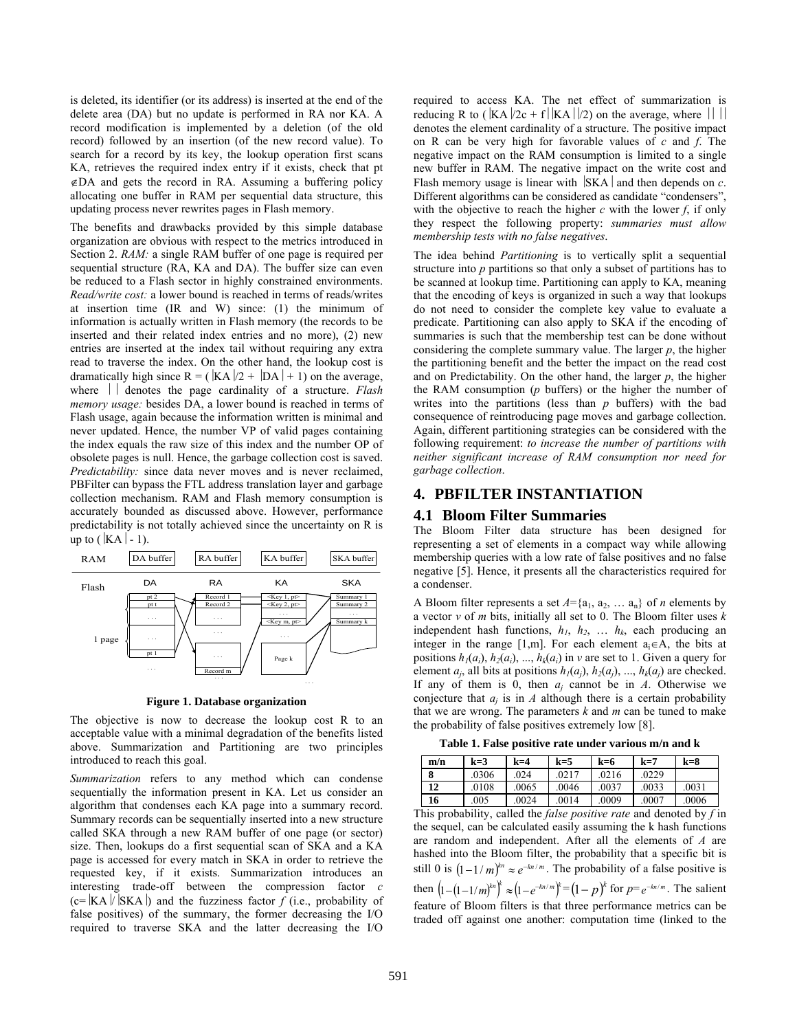is deleted, its identifier (or its address) is inserted at the end of the delete area (DA) but no update is performed in RA nor KA. A record modification is implemented by a deletion (of the old record) followed by an insertion (of the new record value). To search for a record by its key, the lookup operation first scans KA, retrieves the required index entry if it exists, check that pt $\notin$DA and gets the record in RA. Assuming a buffering policy allocating one buffer in RAM per sequential data structure, this updating process never rewrites pages in Flash memory.

The benefits and drawbacks provided by this simple database organization are obvious with respect to the metrics introduced in Section 2. *RAM:* a single RAM buffer of one page is required per sequential structure (RA, KA and DA). The buffer size can even be reduced to a Flash sector in highly constrained environments. *Read/write cost:* a lower bound is reached in terms of reads/writes at insertion time (IR and W) since: (1) the minimum of information is actually written in Flash memory (the records to be inserted and their related index entries and no more), (2) new entries are inserted at the index tail without requiring any extra read to traverse the index. On the other hand, the lookup cost is dramatically high since R = ( $|KA|/2$ + $|DA|$ + 1) on the average, where $|\ |$ denotes the page cardinality of a structure. *Flash memory usage:* besides DA, a lower bound is reached in terms of Flash usage, again because the information written is minimal and never updated. Hence, the number VP of valid pages containing the index equals the raw size of this index and the number OP of obsolete pages is null. Hence, the garbage collection cost is saved. *Predictability:* since data never moves and is never reclaimed, PBFilter can bypass the FTL address translation layer and garbage collection mechanism. RAM and Flash memory consumption is accurately bounded as discussed above. However, performance predictability is not totally achieved since the uncertainty on R is up to ( $|KA|$ - 1).

RAM
DA buffer
RA buffer
KA buffer
SKA buffer
Flash
DA
RA
KA
SKA
pt 2
pt t
pt 1
Record 1
Record 2
Record m
<Key 1, pt>
<Key 2, pt>
<Key m, pt>
Page k
Summary 1
Summary 2
Summary k
1 page

**Figure 1. Database organization**

The objective is now to decrease the lookup cost R to an acceptable value with a minimal degradation of the benefits listed above. Summarization and Partitioning are two principles introduced to reach this goal.

*Summarization* refers to any method which can condense sequentially the information present in KA. Let us consider an algorithm that condenses each KA page into a summary record. Summary records can be sequentially inserted into a new structure called SKA through a new RAM buffer of one page (or sector) size. Then, lookups do a first sequential scan of SKA and a KA page is accessed for every match in SKA in order to retrieve the requested key, if it exists. Summarization introduces an interesting trade-off between the compression factor *c* ($c = \|KA\| / \|SKA\|$) and the fuzziness factor *f* (i.e., probability of false positives) of the summary, the former decreasing the I/O required to traverse SKA and the latter decreasing the I/O required to access KA. The net effect of summarization is reducing R to ( $|KA|/2c + f\,\|KA\|/2$) on the average, where $\|\ \|$ denotes the element cardinality of a structure. The positive impact on R can be very high for favorable values of *c* and *f*. The negative impact on the RAM consumption is limited to a single new buffer in RAM. The negative impact on the write cost and Flash memory usage is linear with $|SKA|$ and then depends on *c*. Different algorithms can be considered as candidate "condensers", with the objective to reach the higher *c* with the lower *f*, if only they respect the following property: *summaries must allow membership tests with no false negatives*.

The idea behind *Partitioning* is to vertically split a sequential structure into *p* partitions so that only a subset of partitions has to be scanned at lookup time. Partitioning can apply to KA, meaning that the encoding of keys is organized in such a way that lookups do not need to consider the complete key value to evaluate a predicate. Partitioning can also apply to SKA if the encoding of summaries is such that the membership test can be done without considering the complete summary value. The larger *p*, the higher the partitioning benefit and the better the impact on the read cost and on Predictability. On the other hand, the larger *p*, the higher the RAM consumption (*p* buffers) or the higher the number of writes into the partitions (less than *p* buffers) with the bad consequence of reintroducing page moves and garbage collection. Again, different partitioning strategies can be considered with the following requirement: *to increase the number of partitions with neither significant increase of RAM consumption nor need for garbage collection*.

# 4. PBFILTER INSTANTIATION

## 4.1 Bloom Filter Summaries

The Bloom Filter data structure has been designed for representing a set of elements in a compact way while allowing membership queries with a low rate of false positives and no false negative [5]. Hence, it presents all the characteristics required for a condenser.

A Bloom filter represents a set $A=\{a_1, a_2, \ldots a_n\}$ of *n* elements by a vector *v* of *m* bits, initially all set to 0. The Bloom filter uses *k* independent hash functions, $h_1, h_2, \ldots h_k$, each producing an integer in the range [1,m]. For each element $a_i \in A$, the bits at positions $h_1(a_i), h_2(a_i), \ldots, h_k(a_i)$ in *v* are set to 1. Given a query for element $a_j$, all bits at positions $h_1(a_j), h_2(a_j), \ldots, h_k(a_j)$ are checked. If any of them is 0, then $a_j$ cannot be in *A*. Otherwise we conjecture that $a_j$ is in *A* although there is a certain probability that we are wrong. The parameters *k* and *m* can be tuned to make the probability of false positives extremely low [8].

**Table 1. False positive rate under various m/n and k**

| m/n | k=3 | k=4 | k=5 | k=6 | k=7 | k=8 |
|---|---|---|---|---|---|---|
| 8 | .0306 | .024 | .0217 | .0216 | .0229 | |
| 12 | .0108 | .0065 | .0046 | .0037 | .0033 | .0031 |
| 16 | .005 | .0024 | .0014 | .0009 | .0007 | .0006 |

This probability, called the *false positive rate* and denoted by *f* in the sequel, can be calculated easily assuming the k hash functions are random and independent. After all the elements of *A* are hashed into the Bloom filter, the probability that a specific bit is still 0 is $(1-1/m)^{kn} \approx e^{-kn/m}$. The probability of a false positive is then $\left(1-(1-1/m)^{kn}\right)^k \approx \left(1-e^{-kn/m}\right)^k = (1-p)^k$ for $p = e^{-kn/m}$. The salient feature of Bloom filters is that three performance metrics can be traded off against one another: computation time (linked to the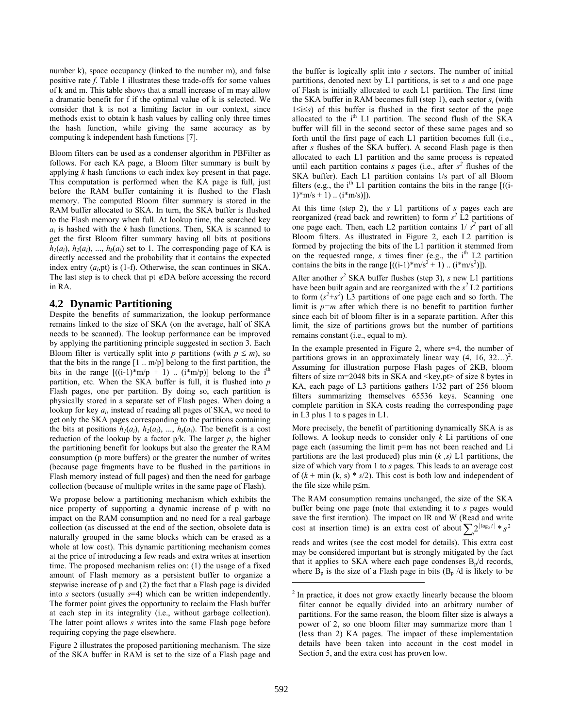number k), space occupancy (linked to the number m), and false positive rate *f*. Table 1 illustrates these trade-offs for some values of k and m. This table shows that a small increase of m may allow a dramatic benefit for f if the optimal value of k is selected. We consider that k is not a limiting factor in our context, since methods exist to obtain k hash values by calling only three times the hash function, while giving the same accuracy as by computing k independent hash functions [7].

Bloom filters can be used as a condenser algorithm in PBFilter as follows. For each KA page, a Bloom filter summary is built by applying *k* hash functions to each index key present in that page. This computation is performed when the KA page is full, just before the RAM buffer containing it is flushed to the Flash memory. The computed Bloom filter summary is stored in the RAM buffer allocated to SKA. In turn, the SKA buffer is flushed to the Flash memory when full. At lookup time, the searched key $a_i$ is hashed with the *k* hash functions. Then, SKA is scanned to get the first Bloom filter summary having all bits at positions $h_1(a_i)$, $h_2(a_i)$, ..., $h_k(a_i)$ set to 1. The corresponding page of KA is directly accessed and the probability that it contains the expected index entry ($a_i$,pt) is (1-f). Otherwise, the scan continues in SKA. The last step is to check that pt $\notin$DA before accessing the record in RA.

## 4.2 Dynamic Partitioning

Despite the benefits of summarization, the lookup performance remains linked to the size of SKA (on the average, half of SKA needs to be scanned). The lookup performance can be improved by applying the partitioning principle suggested in section 3. Each Bloom filter is vertically split into *p* partitions (with $p \leq m$), so that the bits in the range [1 .. m/p] belong to the first partition, the bits in the range [((i-1)*m/p + 1) .. (i*m/p)] belong to the $i^{th}$ partition, etc. When the SKA buffer is full, it is flushed into *p* Flash pages, one per partition. By doing so, each partition is physically stored in a separate set of Flash pages. When doing a lookup for key $a_i$, instead of reading all pages of SKA, we need to get only the SKA pages corresponding to the partitions containing the bits at positions $h_1(a_i)$, $h_2(a_i)$, ..., $h_k(a_i)$. The benefit is a cost reduction of the lookup by a factor p/k. The larger *p*, the higher the partitioning benefit for lookups but also the greater the RAM consumption (p more buffers) or the greater the number of writes (because page fragments have to be flushed in the partitions in Flash memory instead of full pages) and then the need for garbage collection (because of multiple writes in the same page of Flash).

We propose below a partitioning mechanism which exhibits the nice property of supporting a dynamic increase of p with no impact on the RAM consumption and no need for a real garbage collection (as discussed at the end of the section, obsolete data is naturally grouped in the same blocks which can be erased as a whole at low cost). This dynamic partitioning mechanism comes at the price of introducing a few reads and extra writes at insertion time. The proposed mechanism relies on: (1) the usage of a fixed amount of Flash memory as a persistent buffer to organize a stepwise increase of p and (2) the fact that a Flash page is divided into *s* sectors (usually *s*=4) which can be written independently. The former point gives the opportunity to reclaim the Flash buffer at each step in its integrality (i.e., without garbage collection). The latter point allows *s* writes into the same Flash page before requiring copying the page elsewhere.

Figure 2 illustrates the proposed partitioning mechanism. The size of the SKA buffer in RAM is set to the size of a Flash page and the buffer is logically split into *s* sectors. The number of initial partitions, denoted next by L1 partitions, is set to *s* and one page of Flash is initially allocated to each L1 partition. The first time the SKA buffer in RAM becomes full (step 1), each sector $s_i$ (with $1 \leq i \leq s$) of this buffer is flushed in the first sector of the page allocated to the $i^{th}$ L1 partition. The second flush of the SKA buffer will fill in the second sector of these same pages and so forth until the first page of each L1 partition becomes full (i.e., after *s* flushes of the SKA buffer). A second Flash page is then allocated to each L1 partition and the same process is repeated until each partition contains *s* pages (i.e., after $s^2$ flushes of the SKA buffer). Each L1 partition contains 1/s part of all Bloom filters (e.g., the $i^{th}$ L1 partition contains the bits in the range [((i-1)*m/s + 1) .. (i*m/s)]).

At this time (step 2), the *s* L1 partitions of *s* pages each are reorganized (read back and rewritten) to form $s^2$ L2 partitions of one page each. Then, each L2 partition contains 1/ $s^2$ part of all Bloom filters. As illustrated in Figure 2, each L2 partition is formed by projecting the bits of the L1 partition it stemmed from on the requested range, *s* times finer (e.g., the $i^{th}$ L2 partition contains the bits in the range [((i-1)*m/$s^2$ + 1) .. (i*m/$s^2$)]).

After another $s^2$ SKA buffer flushes (step 3), *s* new L1 partitions have been built again and are reorganized with the $s^2$ L2 partitions to form ($s^2$+$s^2$) L3 partitions of one page each and so forth. The limit is *p=m* after which there is no benefit to partition further since each bit of bloom filter is in a separate partition. After this limit, the size of partitions grows but the number of partitions remains constant (i.e., equal to m).

In the example presented in Figure 2, where s=4, the number of partitions grows in an approximately linear way (4, 16, 32…)[2]. Assuming for illustration purpose Flash pages of 2KB, bloom filters of size m=2048 bits in SKA and <key,pt> of size 8 bytes in KA, each page of L3 partitions gathers 1/32 part of 256 bloom filters summarizing themselves 65536 keys. Scanning one complete partition in SKA costs reading the corresponding page in L3 plus 1 to s pages in L1.

More precisely, the benefit of partitioning dynamically SKA is as follows. A lookup needs to consider only *k* Li partitions of one page each (assuming the limit p=m has not been reached and Li partitions are the last produced) plus min (*k* ,*s)* L1 partitions, the size of which vary from 1 to *s* pages. This leads to an average cost of (*k* + min (k, s) * *s*/2). This cost is both low and independent of the file size while p≤m.

The RAM consumption remains unchanged, the size of the SKA buffer being one page (note that extending it to *s* pages would save the first iteration). The impact on IR and W (Read and write cost at insertion time) is an extra cost of about $\sum_i 2^{\lceil \log_2 i \rceil} * s^2$ reads and writes (see the cost model for details). This extra cost may be considered important but is strongly mitigated by the fact that it applies to SKA where each page condenses $B_p$/d records, where $B_p$ is the size of a Flash page in bits ($B_p$ /d is likely to be

[2] In practice, it does not grow exactly linearly because the bloom filter cannot be equally divided into an arbitrary number of partitions. For the same reason, the bloom filter size is always a power of 2, so one bloom filter may summarize more than 1 (less than 2) KA pages. The impact of these implementation details have been taken into account in the cost model in Section 5, and the extra cost has proven low.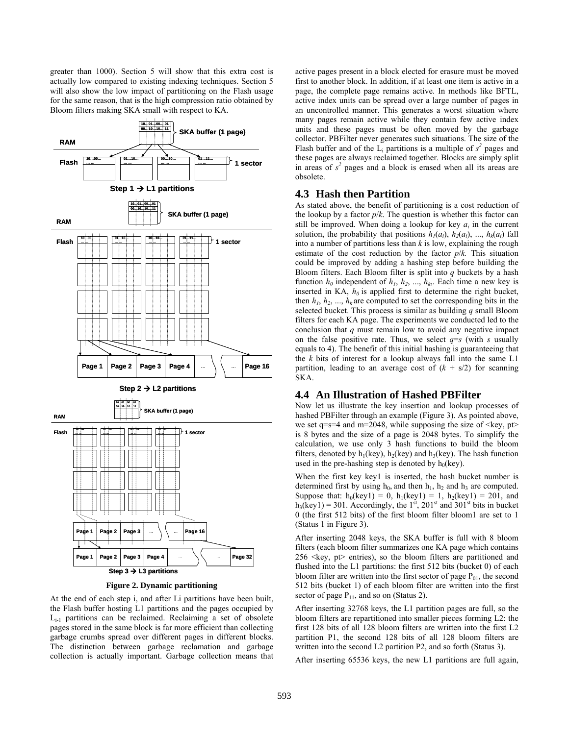greater than 1000). Section 5 will show that this extra cost is actually low compared to existing indexing techniques. Section 5 will also show the low impact of partitioning on the Flash usage for the same reason, that is the high compression ratio obtained by Bloom filters making SKA small with respect to KA.

**Figure 2. Dynamic partitioning**

At the end of each step i, and after Li partitions have been built, the Flash buffer hosting L1 partitions and the pages occupied by $L_{i-1}$ partitions can be reclaimed. Reclaiming a set of obsolete pages stored in the same block is far more efficient than collecting garbage crumbs spread over different pages in different blocks. The distinction between garbage reclamation and garbage collection is actually important. Garbage collection means that active pages present in a block elected for erasure must be moved first to another block. In addition, if at least one item is active in a page, the complete page remains active. In methods like BFTL, active index units can be spread over a large number of pages in an uncontrolled manner. This generates a worst situation where many pages remain active while they contain few active index units and these pages must be often moved by the garbage collector. PBFilter never generates such situations. The size of the Flash buffer and of the $L_i$ partitions is a multiple of $s^2$ pages and these pages are always reclaimed together. Blocks are simply split in areas of $s^2$ pages and a block is erased when all its areas are obsolete.

## 4.3 Hash then Partition

As stated above, the benefit of partitioning is a cost reduction of the lookup by a factor *p*/*k*. The question is whether this factor can still be improved. When doing a lookup for key $a_i$ in the current solution, the probability that positions $h_1(a_i)$, $h_2(a_i)$, ..., $h_k(a_i)$ fall into a number of partitions less than *k* is low, explaining the rough estimate of the cost reduction by the factor *p*/*k.* This situation could be improved by adding a hashing step before building the Bloom filters. Each Bloom filter is split into *q* buckets by a hash function $h_0$ independent of $h_1$, $h_2$, ..., $h_k$,. Each time a new key is inserted in KA, $h_0$ is applied first to determine the right bucket, then $h_1$, $h_2$, ..., $h_k$ are computed to set the corresponding bits in the selected bucket. This process is similar as building *q* small Bloom filters for each KA page. The experiments we conducted led to the conclusion that *q* must remain low to avoid any negative impact on the false positive rate. Thus, we select *q*=*s* (with *s* usually equals to 4). The benefit of this initial hashing is guaranteeing that the *k* bits of interest for a lookup always fall into the same L1 partition, leading to an average cost of $(k + s/2)$ for scanning SKA.

## 4.4 An Illustration of Hashed PBFilter

Now let us illustrate the key insertion and lookup processes of hashed PBFilter through an example (Figure 3). As pointed above, we set q=s=4 and m=2048, while supposing the size of <key, pt> is 8 bytes and the size of a page is 2048 bytes. To simplify the calculation, we use only 3 hash functions to build the bloom filters, denoted by $h_1$(key), $h_2$(key) and $h_3$(key). The hash function used in the pre-hashing step is denoted by $h_0$(key).

When the first key key1 is inserted, the hash bucket number is determined first by using $h_0$, and then $h_1$, $h_2$ and $h_3$ are computed. Suppose that: $h_0$(key1) = 0, $h_1$(key1) = 1, $h_2$(key1) = 201, and $h_3$(key1) = 301. Accordingly, the 1st, 201st and 301st bits in bucket 0 (the first 512 bits) of the first bloom filter bloom1 are set to 1 (Status 1 in Figure 3).

After inserting 2048 keys, the SKA buffer is full with 8 bloom filters (each bloom filter summarizes one KA page which contains 256 <key, pt> entries), so the bloom filters are partitioned and flushed into the L1 partitions: the first 512 bits (bucket 0) of each bloom filter are written into the first sector of page $P_{01}$, the second 512 bits (bucket 1) of each bloom filter are written into the first sector of page $P_{11}$, and so on (Status 2).

After inserting 32768 keys, the L1 partition pages are full, so the bloom filters are repartitioned into smaller pieces forming L2: the first 128 bits of all 128 bloom filters are written into the first L2 partition P1, the second 128 bits of all 128 bloom filters are written into the second L2 partition P2, and so forth (Status 3).

After inserting 65536 keys, the new L1 partitions are full again,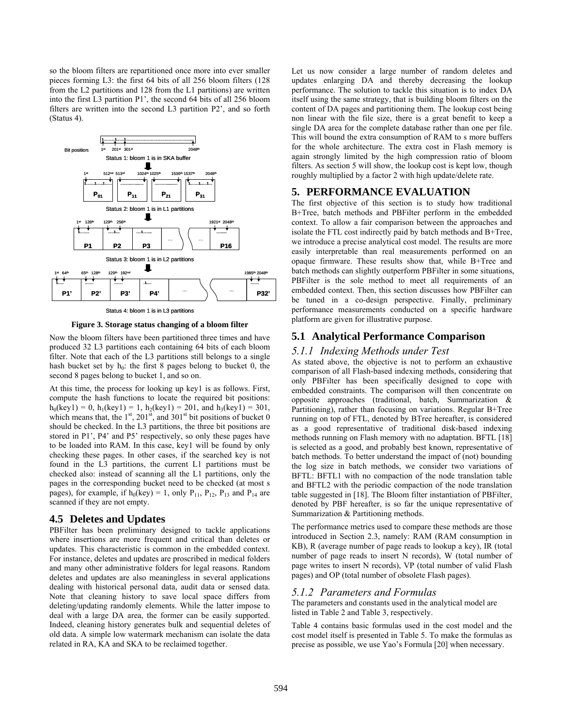so the bloom filters are repartitioned once more into ever smaller pieces forming L3: the first 64 bits of all 256 bloom filters (128 from the L2 partitions and 128 from the L1 partitions) are written into the first L3 partition P1', the second 64 bits of all 256 bloom filters are written into the second L3 partition P2', and so forth (Status 4).

**Figure 3. Storage status changing of a bloom filter**

Now the bloom filters have been partitioned three times and have produced 32 L3 partitions each containing 64 bits of each bloom filter. Note that each of the L3 partitions still belongs to a single hash bucket set by $h_0$: the first 8 pages belong to bucket 0, the second 8 pages belong to bucket 1, and so on.

At this time, the process for looking up key1 is as follows. First, compute the hash functions to locate the required bit positions: $h_0(key1) = 0$, $h_1(key1) = 1$, $h_2(key1) = 201$, and $h_3(key1) = 301$, which means that, the 1st, 201st, and 301st bit positions of bucket 0 should be checked. In the L3 partitions, the three bit positions are stored in P1', P4' and P5' respectively, so only these pages have to be loaded into RAM. In this case, key1 will be found by only checking these pages. In other cases, if the searched key is not found in the L3 partitions, the current L1 partitions must be checked also: instead of scanning all the L1 partitions, only the pages in the corresponding bucket need to be checked (at most s pages), for example, if $h_0(key) = 1$, only $P_{11}$, $P_{12}$, $P_{13}$ and $P_{14}$ are scanned if they are not empty.

## 4.5 Deletes and Updates

PBFilter has been preliminary designed to tackle applications where insertions are more frequent and critical than deletes or updates. This characteristic is common in the embedded context. For instance, deletes and updates are proscribed in medical folders and many other administrative folders for legal reasons. Random deletes and updates are also meaningless in several applications dealing with historical personal data, audit data or sensed data. Note that cleaning history to save local space differs from deleting/updating randomly elements. While the latter impose to deal with a large DA area, the former can be easily supported. Indeed, cleaning history generates bulk and sequential deletes of old data. A simple low watermark mechanism can isolate the data related in RA, KA and SKA to be reclaimed together.

Let us now consider a large number of random deletes and updates enlarging DA and thereby decreasing the lookup performance. The solution to tackle this situation is to index DA itself using the same strategy, that is building bloom filters on the content of DA pages and partitioning them. The lookup cost being non linear with the file size, there is a great benefit to keep a single DA area for the complete database rather than one per file. This will bound the extra consumption of RAM to s more buffers for the whole architecture. The extra cost in Flash memory is again strongly limited by the high compression ratio of bloom filters. As section 5 will show, the lookup cost is kept low, though roughly multiplied by a factor 2 with high update/delete rate.

# 5. PERFORMANCE EVALUATION

The first objective of this section is to study how traditional B+Tree, batch methods and PBFilter perform in the embedded context. To allow a fair comparison between the approaches and isolate the FTL cost indirectly paid by batch methods and B+Tree, we introduce a precise analytical cost model. The results are more easily interpretable than real measurements performed on an opaque firmware. These results show that, while B+Tree and batch methods can slightly outperform PBFilter in some situations, PBFilter is the sole method to meet all requirements of an embedded context. Then, this section discusses how PBFilter can be tuned in a co-design perspective. Finally, preliminary performance measurements conducted on a specific hardware platform are given for illustrative purpose.

## 5.1 Analytical Performance Comparison

### *5.1.1 Indexing Methods under Test*

As stated above, the objective is not to perform an exhaustive comparison of all Flash-based indexing methods, considering that only PBFilter has been specifically designed to cope with embedded constraints. The comparison will then concentrate on opposite approaches (traditional, batch, Summarization & Partitioning), rather than focusing on variations. Regular B+Tree running on top of FTL, denoted by BTree hereafter, is considered as a good representative of traditional disk-based indexing methods running on Flash memory with no adaptation. BFTL [18] is selected as a good, and probably best known, representative of batch methods. To better understand the impact of (not) bounding the log size in batch methods, we consider two variations of BFTL: BFTL1 with no compaction of the node translation table and BFTL2 with the periodic compaction of the node translation table suggested in [18]. The Bloom filter instantiation of PBFilter, denoted by PBF hereafter, is so far the unique representative of Summarization & Partitioning methods.

The performance metrics used to compare these methods are those introduced in Section 2.3, namely: RAM (RAM consumption in KB), R (average number of page reads to lookup a key), IR (total number of page reads to insert N records), W (total number of page writes to insert N records), VP (total number of valid Flash pages) and OP (total number of obsolete Flash pages).

### *5.1.2 Parameters and Formulas*

The parameters and constants used in the analytical model are listed in Table 2 and Table 3, respectively.

Table 4 contains basic formulas used in the cost model and the cost model itself is presented in Table 5. To make the formulas as precise as possible, we use Yao's Formula [20] when necessary.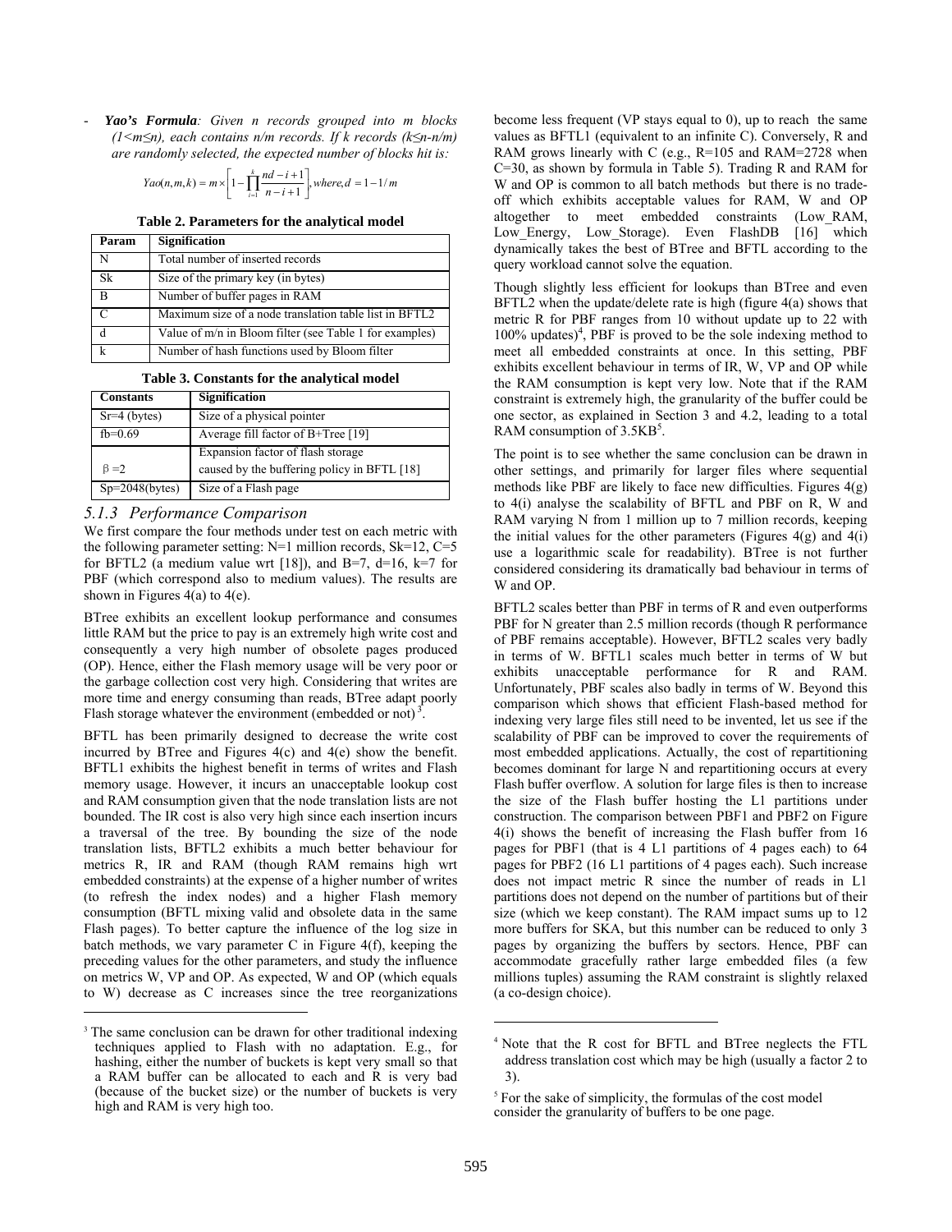- ***Yao's Formula**: Given n records grouped into m blocks (1<m≤n), each contains n/m records. If k records (k≤n-n/m) are randomly selected, the expected number of blocks hit is:*

$$Yao(n,m,k) = m \times \left[1 - \prod_{i=1}^{k} \frac{nd - i + 1}{n - i + 1}\right], where, d = 1 - 1/m$$

**Table 2. Parameters for the analytical model**

| Param | Signification |
|---|---|
| N | Total number of inserted records |
| Sk | Size of the primary key (in bytes) |
| B | Number of buffer pages in RAM |
| C | Maximum size of a node translation table list in BFTL2 |
| d | Value of m/n in Bloom filter (see Table 1 for examples) |
| k | Number of hash functions used by Bloom filter |

**Table 3. Constants for the analytical model**

| Constants | Signification |
|---|---|
| Sr=4 (bytes) | Size of a physical pointer |
| fb=0.69 | Average fill factor of B+Tree [19] |
| $\beta$ =2 | Expansion factor of flash storage caused by the buffering policy in BFTL [18] |
| Sp=2048(bytes) | Size of a Flash page |

### 5.1.3 Performance Comparison

We first compare the four methods under test on each metric with the following parameter setting: N=1 million records, Sk=12, C=5 for BFTL2 (a medium value wrt [18]), and B=7, d=16, k=7 for PBF (which correspond also to medium values). The results are shown in Figures 4(a) to 4(e).

BTree exhibits an excellent lookup performance and consumes little RAM but the price to pay is an extremely high write cost and consequently a very high number of obsolete pages produced (OP). Hence, either the Flash memory usage will be very poor or the garbage collection cost very high. Considering that writes are more time and energy consuming than reads, BTree adapt poorly Flash storage whatever the environment (embedded or not) [3].

BFTL has been primarily designed to decrease the write cost incurred by BTree and Figures 4(c) and 4(e) show the benefit. BFTL1 exhibits the highest benefit in terms of writes and Flash memory usage. However, it incurs an unacceptable lookup cost and RAM consumption given that the node translation lists are not bounded. The IR cost is also very high since each insertion incurs a traversal of the tree. By bounding the size of the node translation lists, BFTL2 exhibits a much better behaviour for metrics R, IR and RAM (though RAM remains high wrt embedded constraints) at the expense of a higher number of writes (to refresh the index nodes) and a higher Flash memory consumption (BFTL mixing valid and obsolete data in the same Flash pages). To better capture the influence of the log size in batch methods, we vary parameter C in Figure 4(f), keeping the preceding values for the other parameters, and study the influence on metrics W, VP and OP. As expected, W and OP (which equals to W) decrease as C increases since the tree reorganizations become less frequent (VP stays equal to 0), up to reach the same values as BFTL1 (equivalent to an infinite C). Conversely, R and RAM grows linearly with C (e.g., R=105 and RAM=2728 when C=30, as shown by formula in Table 5). Trading R and RAM for W and OP is common to all batch methods but there is no trade-off which exhibits acceptable values for RAM, W and OP altogether to meet embedded constraints (Low_RAM, Low_Energy, Low_Storage). Even FlashDB [16] which dynamically takes the best of BTree and BFTL according to the query workload cannot solve the equation.

Though slightly less efficient for lookups than BTree and even BFTL2 when the update/delete rate is high (figure 4(a) shows that metric R for PBF ranges from 10 without update up to 22 with 100% updates)[4], PBF is proved to be the sole indexing method to meet all embedded constraints at once. In this setting, PBF exhibits excellent behaviour in terms of IR, W, VP and OP while the RAM consumption is kept very low. Note that if the RAM constraint is extremely high, the granularity of the buffer could be one sector, as explained in Section 3 and 4.2, leading to a total RAM consumption of 3.5KB[5].

The point is to see whether the same conclusion can be drawn in other settings, and primarily for larger files where sequential methods like PBF are likely to face new difficulties. Figures 4(g) to 4(i) analyse the scalability of BFTL and PBF on R, W and RAM varying N from 1 million up to 7 million records, keeping the initial values for the other parameters (Figures 4(g) and 4(i) use a logarithmic scale for readability). BTree is not further considered considering its dramatically bad behaviour in terms of W and OP.

BFTL2 scales better than PBF in terms of R and even outperforms PBF for N greater than 2.5 million records (though R performance of PBF remains acceptable). However, BFTL2 scales very badly in terms of W. BFTL1 scales much better in terms of W but exhibits unacceptable performance for R and RAM. Unfortunately, PBF scales also badly in terms of W. Beyond this comparison which shows that efficient Flash-based method for indexing very large files still need to be invented, let us see if the scalability of PBF can be improved to cover the requirements of most embedded applications. Actually, the cost of repartitioning becomes dominant for large N and repartitioning occurs at every Flash buffer overflow. A solution for large files is then to increase the size of the Flash buffer hosting the L1 partitions under construction. The comparison between PBF1 and PBF2 on Figure 4(i) shows the benefit of increasing the Flash buffer from 16 pages for PBF1 (that is 4 L1 partitions of 4 pages each) to 64 pages for PBF2 (16 L1 partitions of 4 pages each). Such increase does not impact metric R since the number of reads in L1 partitions does not depend on the number of partitions but of their size (which we keep constant). The RAM impact sums up to 12 more buffers for SKA, but this number can be reduced to only 3 pages by organizing the buffers by sectors. Hence, PBF can accommodate gracefully rather large embedded files (a few millions tuples) assuming the RAM constraint is slightly relaxed (a co-design choice).

---

[3] The same conclusion can be drawn for other traditional indexing techniques applied to Flash with no adaptation. E.g., for hashing, either the number of buckets is kept very small so that a RAM buffer can be allocated to each and R is very bad (because of the bucket size) or the number of buckets is very high and RAM is very high too.

[4] Note that the R cost for BFTL and BTree neglects the FTL address translation cost which may be high (usually a factor 2 to 3).

[5] For the sake of simplicity, the formulas of the cost model consider the granularity of buffers to be one page.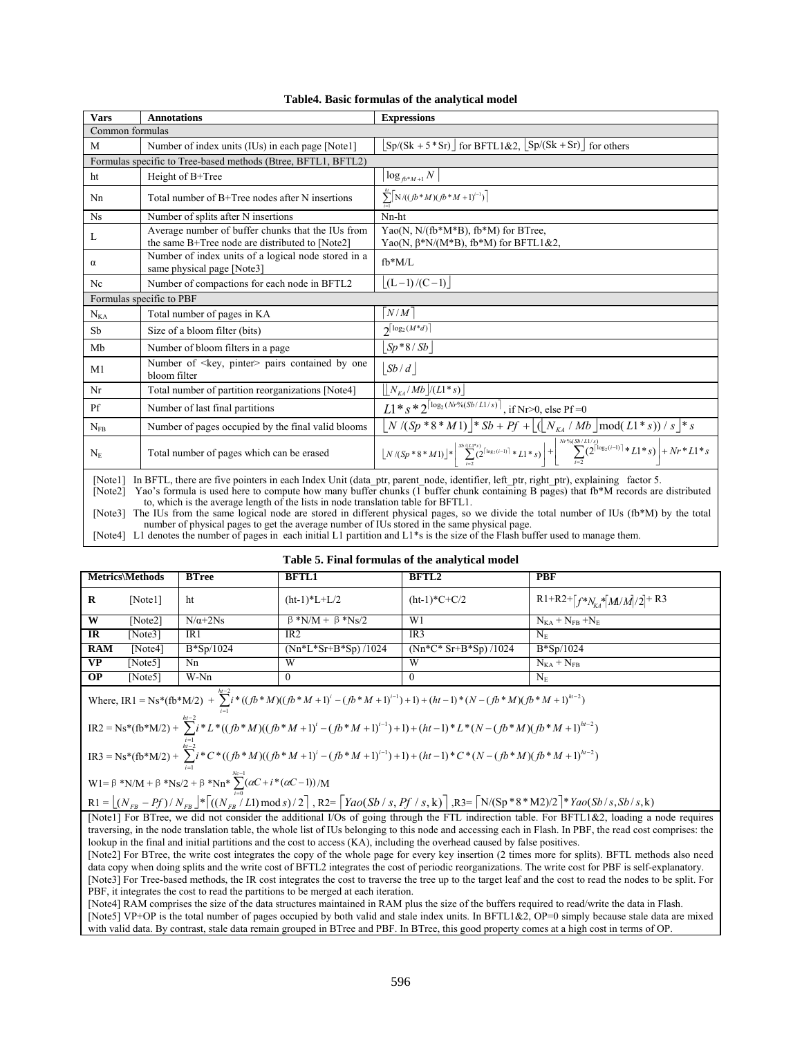**Table4. Basic formulas of the analytical model**

| Vars | Annotations | Expressions |
|---|---|---|
| Common formulas | | |
| M | Number of index units (IUs) in each page [Note1] | $\lfloor Sp/(Sk+5*Sr)\rfloor$ for BFTL1&2, $\lfloor Sp/(Sk+Sr)\rfloor$ for others |
| Formulas specific to Tree-based methods (Btree, BFTL1, BFTL2) | | |
| ht | Height of B+Tree | $\lceil \log_{fb*M+1} N \rceil$ |
| Nn | Total number of B+Tree nodes after N insertions | $\sum_{i=1}^{ht}\lceil N/((fb*M)(fb*M+1)^{i-1})\rceil$ |
| Ns | Number of splits after N insertions | Nn-ht |
| L | Average number of buffer chunks that the IUs from the same B+Tree node are distributed to [Note2] | Yao(N, N/(fb\*M\*B), fb\*M) for BTree, Yao(N, β\*N/(M\*B), fb\*M) for BFTL1&2, |
| α | Number of index units of a logical node stored in a same physical page [Note3] | fb\*M/L |
| Nc | Number of compactions for each node in BFTL2 | $\lfloor (L-1)/(C-1)\rfloor$ |
| Formulas specific to PBF | | |
| $N_{KA}$ | Total number of pages in KA | $\lceil N/M \rceil$ |
| Sb | Size of a bloom filter (bits) | $2^{\lceil \log_2(M*d)\rceil}$ |
| Mb | Number of bloom filters in a page | $\lfloor Sp*8/Sb \rfloor$ |
| M1 | Number of <key, pinter> pairs contained by one bloom filter | $\lfloor Sb/d \rfloor$ |
| Nr | Total number of partition reorganizations [Note4] | $\lfloor \lfloor N_{KA}/Mb \rfloor/(L1*s)\rfloor$ |
| Pf | Number of last final partitions | $L1*s*2^{\lceil \log_2(Nr\%(Sb/L1/s))\rceil}$, if Nr>0, else Pf =0 |
| $N_{FB}$ | Number of pages occupied by the final valid blooms | $\lfloor N/(Sp*8*M1)\rfloor * Sb + Pf + \lfloor (\lfloor N_{KA}/Mb \rfloor \bmod (L1*s))/s \rfloor * s$ |
| $N_E$ | Total number of pages which can be erased | $\lfloor N/(Sp*8*M1)\rfloor * \left\lfloor \sum_{i=2}^{Sb/(L1*s)} (2^{\lceil \log_2(i-1)\rceil} * L1*s) \right\rfloor + \left\lfloor \sum_{i=2}^{Nr\%(Sb/L1/s)} (2^{\lceil \log_2(i-1)\rceil} * L1*s) \right\rfloor + Nr*L1*s$ |

[Note1] In BFTL, there are five pointers in each Index Unit (data_ptr, parent_node, identifier, left_ptr, right_ptr), explaining factor 5.
[Note2] Yao's formula is used here to compute how many buffer chunks (1 buffer chunk containing B pages) that fb\*M records are distributed to, which is the average length of the lists in node translation table for BFTL1.
[Note3] The IUs from the same logical node are stored in different physical pages, so we divide the total number of IUs (fb\*M) by the total number of physical pages to get the average number of IUs stored in the same physical page.
[Note4] L1 denotes the number of pages in each initial L1 partition and L1\*s is the size of the Flash buffer used to manage them.

**Table 5. Final formulas of the analytical model**

| Metrics\Methods | | BTree | BFTL1 | BFTL2 | PBF |
|---|---|---|---|---|---|
| **R** | [Note1] | ht | (ht-1)\*L+L/2 | (ht-1)\*C+C/2 | R1+R2+$\lceil f*N_{KA}*\lceil M1/M \rceil /2 \rceil$+ R3 |
| **W** | [Note2] | N/α+2Ns | β \*N/M + β \*Ns/2 | W1 | $N_{KA} + N_{FB} + N_E$ |
| **IR** | [Note3] | IR1 | IR2 | IR3 | $N_E$ |
| **RAM** | [Note4] | B\*Sp/1024 | (Nn\*L\*Sr+B\*Sp) /1024 | (Nn\*C\* Sr+B\*Sp) /1024 | B\*Sp/1024 |
| **VP** | [Note5] | Nn | W | W | $N_{KA} + N_{FB}$ |
| **OP** | [Note5] | W-Nn | 0 | 0 | $N_E$ |

Where, $IR1 = Ns*(fb*M/2) + \sum_{i=1}^{ht-2} i*((fb*M)((fb*M+1)^i - (fb*M+1)^{i-1})+1) + (ht-1)*(N-(fb*M)(fb*M+1)^{ht-2})$

$IR2 = Ns*(fb*M/2) + \sum_{i=1}^{ht-2} i*L*((fb*M)((fb*M+1)^{i-1} - (fb*M+1)^{i-1})+1) + (ht-1)*L*(N-(fb*M)(fb*M+1)^{ht-2})$

$IR3 = Ns*(fb*M/2) + \sum_{i=1}^{ht-2} i*C*((fb*M)((fb*M+1)^i - (fb*M+1)^{i-1})+1) + (ht-1)*C*(N-(fb*M)(fb*M+1)^{ht-2})$

$W1 = \beta*N/M + \beta*Ns/2 + \beta*Nn*\sum_{i=0}^{Nc-1}(\alpha C + i*(\alpha C-1))/M$

$R1 = \lfloor (N_{FB}-Pf)/N_{FB} \rfloor * \lceil ((N_{FB}/L1) \bmod s)/2 \rceil$, $R2 = \lceil Yao(Sb/s, Pf/s, k) \rceil$, $R3 = \lceil N/(Sp*8*M2)/2 \rceil * Yao(Sb/s, Sb/s, k)$

[Note1] For BTree, we did not consider the additional I/Os of going through the FTL indirection table. For BFTL1&2, loading a node requires traversing, in the node translation table, the whole list of IUs belonging to this node and accessing each in Flash. In PBF, the read cost comprises: the lookup in the final and initial partitions and the cost to access (KA), including the overhead caused by false positives.
[Note2] For BTree, the write cost integrates the copy of the whole page for every key insertion (2 times more for splits). BFTL methods also need data copy when doing splits and the write cost of BFTL2 integrates the cost of periodic reorganizations. The write cost for PBF is self-explanatory.
[Note3] For Tree-based methods, the IR cost integrates the cost to traverse the tree up to the target leaf and the cost to read the nodes to be split. For PBF, it integrates the cost to read the partitions to be merged at each iteration.
[Note4] RAM comprises the size of the data structures maintained in RAM plus the size of the buffers required to read/write the data in Flash.
[Note5] VP+OP is the total number of pages occupied by both valid and stale index units. In BFTL1&2, OP=0 simply because stale data are mixed with valid data. By contrast, stale data remain grouped in BTree and PBF. In BTree, this good property comes at a high cost in terms of OP.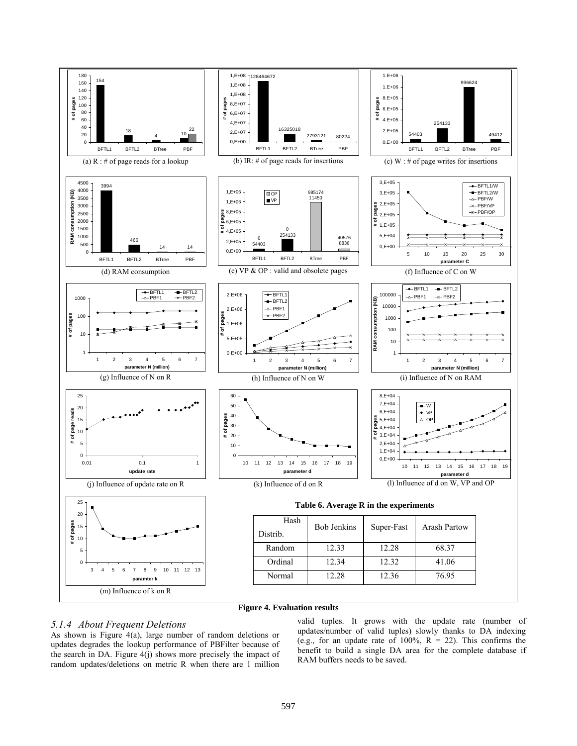(a) R : # of page reads for a lookup

(b) IR: # of page reads for insertions

(c) W : # of page writes for insertions

(d) RAM consumption

(e) VP & OP : valid and obsolete pages

(f) Influence of C on W

(g) Influence of N on R

(h) Influence of N on W

(i) Influence of N on RAM

(j) Influence of update rate on R

(k) Influence of d on R

(l) Influence of d on W, VP and OP

(m) Influence of k on R

**Table 6. Average R in the experiments**

| Hash / Distrib. | Bob Jenkins | Super-Fast | Arash Partow |
|---|---|---|---|
| Random | 12.33 | 12.28 | 68.37 |
| Ordinal | 12.34 | 12.32 | 41.06 |
| Normal | 12.28 | 12.36 | 76.95 |

**Figure 4. Evaluation results**

### *5.1.4 About Frequent Deletions*

As shown is Figure 4(a), large number of random deletions or updates degrades the lookup performance of PBFilter because of the search in DA. Figure 4(j) shows more precisely the impact of random updates/deletions on metric R when there are 1 million valid tuples. It grows with the update rate (number of updates/number of valid tuples) slowly thanks to DA indexing (e.g., for an update rate of 100%, R = 22). This confirms the benefit to build a single DA area for the complete database if RAM buffers needs to be saved.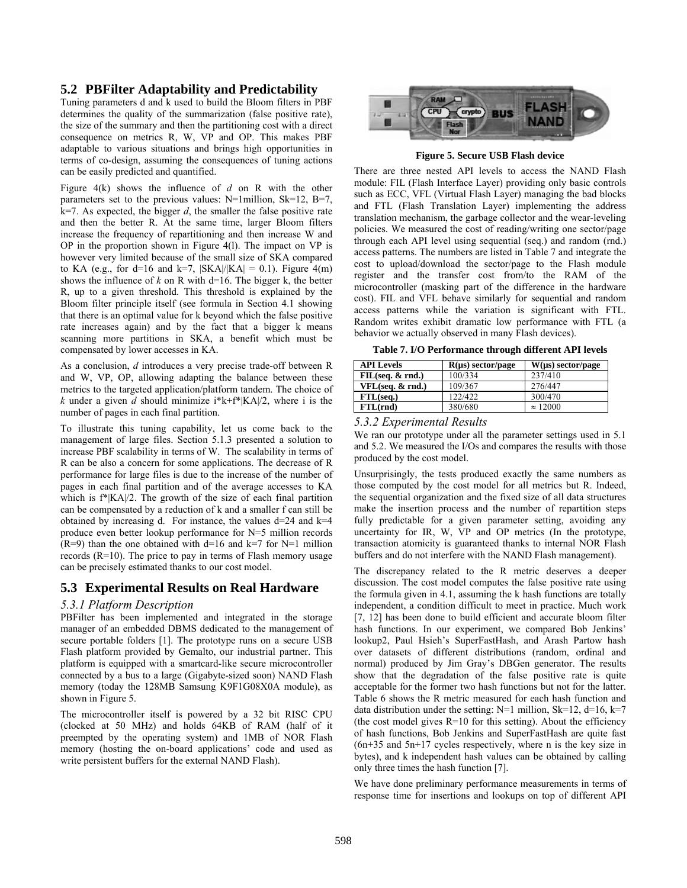## 5.2 PBFilter Adaptability and Predictability

Tuning parameters d and k used to build the Bloom filters in PBF determines the quality of the summarization (false positive rate), the size of the summary and then the partitioning cost with a direct consequence on metrics R, W, VP and OP. This makes PBF adaptable to various situations and brings high opportunities in terms of co-design, assuming the consequences of tuning actions can be easily predicted and quantified.

Figure 4(k) shows the influence of *d* on R with the other parameters set to the previous values: N=1million, Sk=12, B=7, k=7. As expected, the bigger *d*, the smaller the false positive rate and then the better R. At the same time, larger Bloom filters increase the frequency of repartitioning and then increase W and OP in the proportion shown in Figure 4(l). The impact on VP is however very limited because of the small size of SKA compared to KA (e.g., for d=16 and k=7, |SKA|/|KA| = 0.1). Figure 4(m) shows the influence of *k* on R with d=16. The bigger k, the better R, up to a given threshold. This threshold is explained by the Bloom filter principle itself (see formula in Section 4.1 showing that there is an optimal value for k beyond which the false positive rate increases again) and by the fact that a bigger k means scanning more partitions in SKA, a benefit which must be compensated by lower accesses in KA.

As a conclusion, *d* introduces a very precise trade-off between R and W, VP, OP, allowing adapting the balance between these metrics to the targeted application/platform tandem. The choice of *k* under a given *d* should minimize i\*k+f\*|KA|/2, where i is the number of pages in each final partition.

To illustrate this tuning capability, let us come back to the management of large files. Section 5.1.3 presented a solution to increase PBF scalability in terms of W. The scalability in terms of R can be also a concern for some applications. The decrease of R performance for large files is due to the increase of the number of pages in each final partition and of the average accesses to KA which is f\*|KA|/2. The growth of the size of each final partition can be compensated by a reduction of k and a smaller f can still be obtained by increasing d. For instance, the values d=24 and k=4 produce even better lookup performance for N=5 million records (R=9) than the one obtained with d=16 and k=7 for N=1 million records (R=10). The price to pay in terms of Flash memory usage can be precisely estimated thanks to our cost model.

## 5.3 Experimental Results on Real Hardware

### *5.3.1 Platform Description*

PBFilter has been implemented and integrated in the storage manager of an embedded DBMS dedicated to the management of secure portable folders [1]. The prototype runs on a secure USB Flash platform provided by Gemalto, our industrial partner. This platform is equipped with a smartcard-like secure microcontroller connected by a bus to a large (Gigabyte-sized soon) NAND Flash memory (today the 128MB Samsung K9F1G08X0A module), as shown in Figure 5.

The microcontroller itself is powered by a 32 bit RISC CPU (clocked at 50 MHz) and holds 64KB of RAM (half of it preempted by the operating system) and 1MB of NOR Flash memory (hosting the on-board applications' code and used as write persistent buffers for the external NAND Flash).

**Figure 5. Secure USB Flash device**

There are three nested API levels to access the NAND Flash module: FIL (Flash Interface Layer) providing only basic controls such as ECC, VFL (Virtual Flash Layer) managing the bad blocks and FTL (Flash Translation Layer) implementing the address translation mechanism, the garbage collector and the wear-leveling policies. We measured the cost of reading/writing one sector/page through each API level using sequential (seq.) and random (rnd.) access patterns. The numbers are listed in Table 7 and integrate the cost to upload/download the sector/page to the Flash module register and the transfer cost from/to the RAM of the microcontroller (masking part of the difference in the hardware cost). FIL and VFL behave similarly for sequential and random access patterns while the variation is significant with FTL. Random writes exhibit dramatic low performance with FTL (a behavior we actually observed in many Flash devices).

**Table 7. I/O Performance through different API levels**

| API Levels | R(µs) sector/page | W(µs) sector/page |
|---|---|---|
| **FIL(seq. & rnd.)** | 100/334 | 237/410 |
| **VFL(seq. & rnd.)** | 109/367 | 276/447 |
| **FTL(seq.)** | 122/422 | 300/470 |
| **FTL(rnd)** | 380/680 | ≈ 12000 |

### *5.3.2 Experimental Results*

We ran our prototype under all the parameter settings used in 5.1 and 5.2. We measured the I/Os and compares the results with those produced by the cost model.

Unsurprisingly, the tests produced exactly the same numbers as those computed by the cost model for all metrics but R. Indeed, the sequential organization and the fixed size of all data structures make the insertion process and the number of repartition steps fully predictable for a given parameter setting, avoiding any uncertainty for IR, W, VP and OP metrics (In the prototype, transaction atomicity is guaranteed thanks to internal NOR Flash buffers and do not interfere with the NAND Flash management).

The discrepancy related to the R metric deserves a deeper discussion. The cost model computes the false positive rate using the formula given in 4.1, assuming the k hash functions are totally independent, a condition difficult to meet in practice. Much work [7, 12] has been done to build efficient and accurate bloom filter hash functions. In our experiment, we compared Bob Jenkins' lookup2, Paul Hsieh's SuperFastHash, and Arash Partow hash over datasets of different distributions (random, ordinal and normal) produced by Jim Gray's DBGen generator. The results show that the degradation of the false positive rate is quite acceptable for the former two hash functions but not for the latter. Table 6 shows the R metric measured for each hash function and data distribution under the setting: N=1 million, Sk=12, d=16, k=7 (the cost model gives R=10 for this setting). About the efficiency of hash functions, Bob Jenkins and SuperFastHash are quite fast (6n+35 and 5n+17 cycles respectively, where n is the key size in bytes), and k independent hash values can be obtained by calling only three times the hash function [7].

We have done preliminary performance measurements in terms of response time for insertions and lookups on top of different API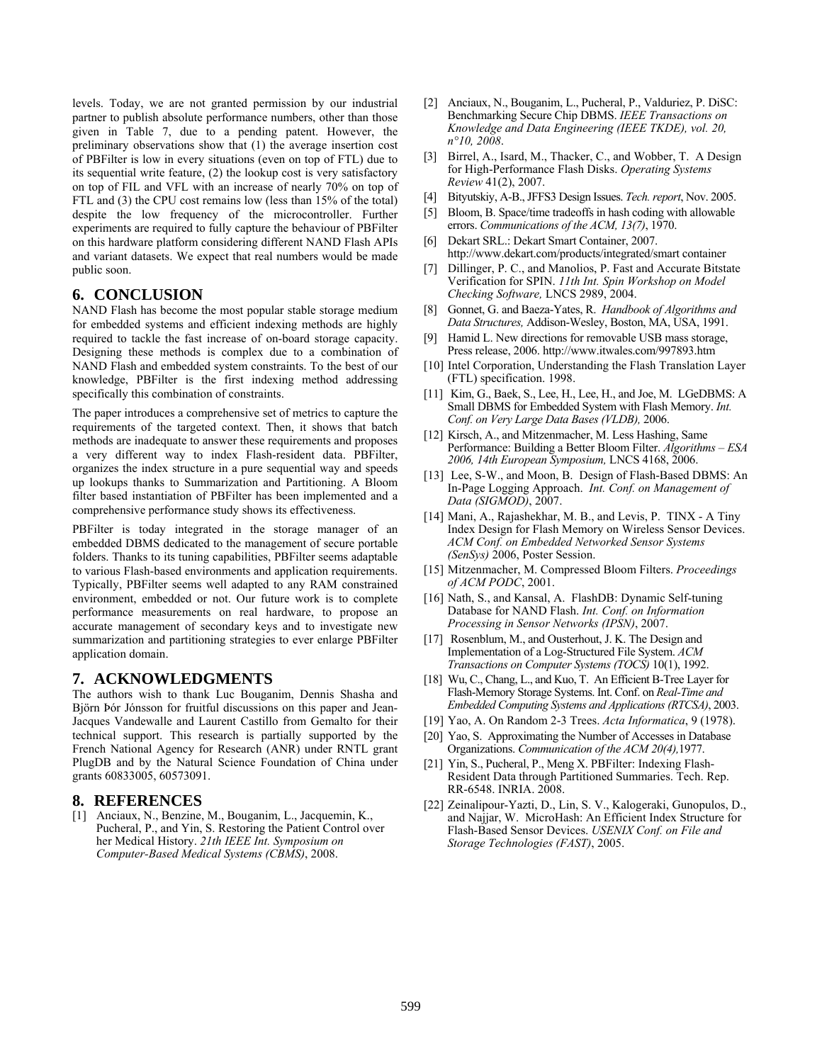levels. Today, we are not granted permission by our industrial partner to publish absolute performance numbers, other than those given in Table 7, due to a pending patent. However, the preliminary observations show that (1) the average insertion cost of PBFilter is low in every situations (even on top of FTL) due to its sequential write feature, (2) the lookup cost is very satisfactory on top of FIL and VFL with an increase of nearly 70% on top of FTL and (3) the CPU cost remains low (less than 15% of the total) despite the low frequency of the microcontroller. Further experiments are required to fully capture the behaviour of PBFilter on this hardware platform considering different NAND Flash APIs and variant datasets. We expect that real numbers would be made public soon.

## 6. CONCLUSION

NAND Flash has become the most popular stable storage medium for embedded systems and efficient indexing methods are highly required to tackle the fast increase of on-board storage capacity. Designing these methods is complex due to a combination of NAND Flash and embedded system constraints. To the best of our knowledge, PBFilter is the first indexing method addressing specifically this combination of constraints.

The paper introduces a comprehensive set of metrics to capture the requirements of the targeted context. Then, it shows that batch methods are inadequate to answer these requirements and proposes a very different way to index Flash-resident data. PBFilter, organizes the index structure in a pure sequential way and speeds up lookups thanks to Summarization and Partitioning. A Bloom filter based instantiation of PBFilter has been implemented and a comprehensive performance study shows its effectiveness.

PBFilter is today integrated in the storage manager of an embedded DBMS dedicated to the management of secure portable folders. Thanks to its tuning capabilities, PBFilter seems adaptable to various Flash-based environments and application requirements. Typically, PBFilter seems well adapted to any RAM constrained environment, embedded or not. Our future work is to complete performance measurements on real hardware, to propose an accurate management of secondary keys and to investigate new summarization and partitioning strategies to ever enlarge PBFilter application domain.

## 7. ACKNOWLEDGMENTS

The authors wish to thank Luc Bouganim, Dennis Shasha and Björn Þór Jónsson for fruitful discussions on this paper and Jean-Jacques Vandewalle and Laurent Castillo from Gemalto for their technical support. This research is partially supported by the French National Agency for Research (ANR) under RNTL grant PlugDB and by the Natural Science Foundation of China under grants 60833005, 60573091.

## 8. REFERENCES

[1] Anciaux, N., Benzine, M., Bouganim, L., Jacquemin, K., Pucheral, P., and Yin, S. Restoring the Patient Control over her Medical History. *21th IEEE Int. Symposium on Computer-Based Medical Systems (CBMS)*, 2008.

[2] Anciaux, N., Bouganim, L., Pucheral, P., Valduriez, P. DiSC: Benchmarking Secure Chip DBMS. *IEEE Transactions on Knowledge and Data Engineering (IEEE TKDE), vol. 20, n°10, 2008*.

[3] Birrel, A., Isard, M., Thacker, C., and Wobber, T. A Design for High-Performance Flash Disks. *Operating Systems Review* 41(2), 2007.

[4] Bityutskiy, A-B., JFFS3 Design Issues. *Tech. report*, Nov. 2005.

[5] Bloom, B. Space/time tradeoffs in hash coding with allowable errors. *Communications of the ACM, 13(7)*, 1970.

[6] Dekart SRL.: Dekart Smart Container, 2007. http://www.dekart.com/products/integrated/smart container

[7] Dillinger, P. C., and Manolios, P. Fast and Accurate Bitstate Verification for SPIN. *11th Int. Spin Workshop on Model Checking Software,* LNCS 2989, 2004.

[8] Gonnet, G. and Baeza-Yates, R. *Handbook of Algorithms and Data Structures,* Addison-Wesley, Boston, MA, USA, 1991.

[9] Hamid L. New directions for removable USB mass storage, Press release, 2006. http://www.itwales.com/997893.htm

[10] Intel Corporation, Understanding the Flash Translation Layer (FTL) specification. 1998.

[11] Kim, G., Baek, S., Lee, H., Lee, H., and Joe, M. LGeDBMS: A Small DBMS for Embedded System with Flash Memory. *Int. Conf. on Very Large Data Bases (VLDB),* 2006.

[12] Kirsch, A., and Mitzenmacher, M. Less Hashing, Same Performance: Building a Better Bloom Filter. *Algorithms – ESA 2006, 14th European Symposium,* LNCS 4168, 2006.

[13] Lee, S-W., and Moon, B. Design of Flash-Based DBMS: An In-Page Logging Approach. *Int. Conf. on Management of Data (SIGMOD)*, 2007.

[14] Mani, A., Rajashekhar, M. B., and Levis, P. TINX - A Tiny Index Design for Flash Memory on Wireless Sensor Devices. *ACM Conf. on Embedded Networked Sensor Systems (SenSys)* 2006, Poster Session.

[15] Mitzenmacher, M. Compressed Bloom Filters. *Proceedings of ACM PODC*, 2001.

[16] Nath, S., and Kansal, A. FlashDB: Dynamic Self-tuning Database for NAND Flash. *Int. Conf. on Information Processing in Sensor Networks (IPSN)*, 2007.

[17] Rosenblum, M., and Ousterhout, J. K. The Design and Implementation of a Log-Structured File System. *ACM Transactions on Computer Systems (TOCS)* 10(1), 1992.

[18] Wu, C., Chang, L., and Kuo, T. An Efficient B-Tree Layer for Flash-Memory Storage Systems. Int. Conf. on *Real-Time and Embedded Computing Systems and Applications (RTCSA)*, 2003.

[19] Yao, A. On Random 2-3 Trees. *Acta Informatica*, 9 (1978).

[20] Yao, S. Approximating the Number of Accesses in Database Organizations. *Communication of the ACM 20(4),*1977.

[21] Yin, S., Pucheral, P., Meng X. PBFilter: Indexing Flash-Resident Data through Partitioned Summaries. Tech. Rep. RR-6548. INRIA. 2008.

[22] Zeinalipour-Yazti, D., Lin, S. V., Kalogeraki, Gunopulos, D., and Najjar, W. MicroHash: An Efficient Index Structure for Flash-Based Sensor Devices. *USENIX Conf. on File and Storage Technologies (FAST)*, 2005.